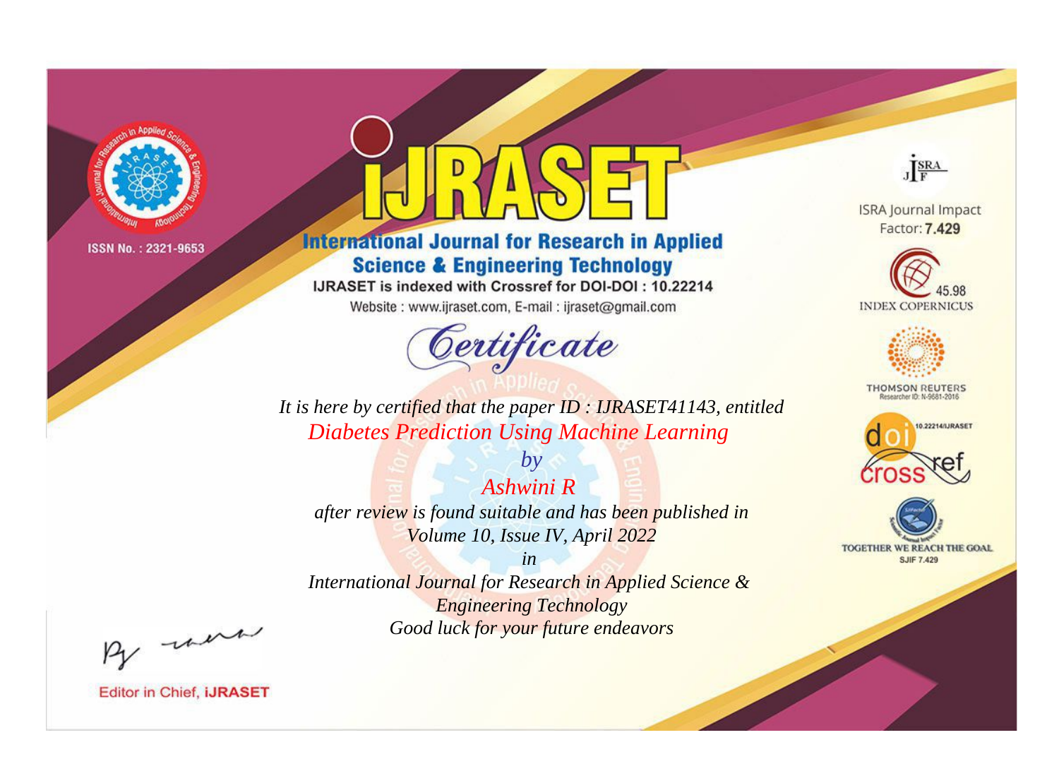ISSN No. : 2321-9653

# IJRASET

**International Journal for Research in Applied Science & Engineering Technology**

IJRASET is indexed with Crossref for DOI-DOI : 10.22214

Website : www.ijraset.com, E-mail : ijraset@gmail.com

## Certificate

*It is here by certified that the paper ID : IJRASET41143, entitled*

*Diabetes Prediction Using Machine Learning*

*by*

*Ashwini R*

*after review is found suitable and has been published in*

*Volume 10, Issue IV, April 2022*

*in*

*International Journal for Research in Applied Science & Engineering Technology*

*Good luck for your future endeavors*

ISRA Journal Impact Factor: **7.429**

45.98 INDEX COPERNICUS

THOMSON REUTERS Researcher ID: N-9681-2016

10.22214/IJRASET

TOGETHER WE REACH THE GOAL SJIF 7.429

Editor in Chief, **iJRASET**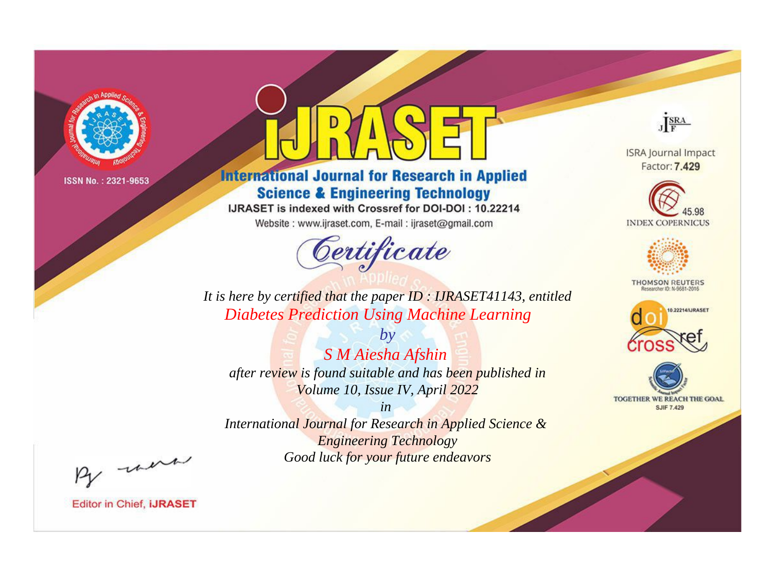ISSN No. : 2321-9653

# IJRASET

## International Journal for Research in Applied Science & Engineering Technology

IJRASET is indexed with Crossref for DOI-DOI : 10.22214

Website : www.ijraset.com, E-mail : ijraset@gmail.com

ISRA Journal Impact Factor: **7.429**

45.98 INDEX COPERNICUS

THOMSON REUTERS Researcher ID: N-9681-2016

10.22214/IJRASET

TOGETHER WE REACH THE GOAL SJIF 7.429

*Certificate*

*It is here by certified that the paper ID : IJRASET41143, entitled*

*Diabetes Prediction Using Machine Learning*

*by*

*S M Aiesha Afshin*

*after review is found suitable and has been published in*

*Volume 10, Issue IV, April 2022*

*in*

*International Journal for Research in Applied Science & Engineering Technology*

*Good luck for your future endeavors*

Editor in Chief, **IJRASET**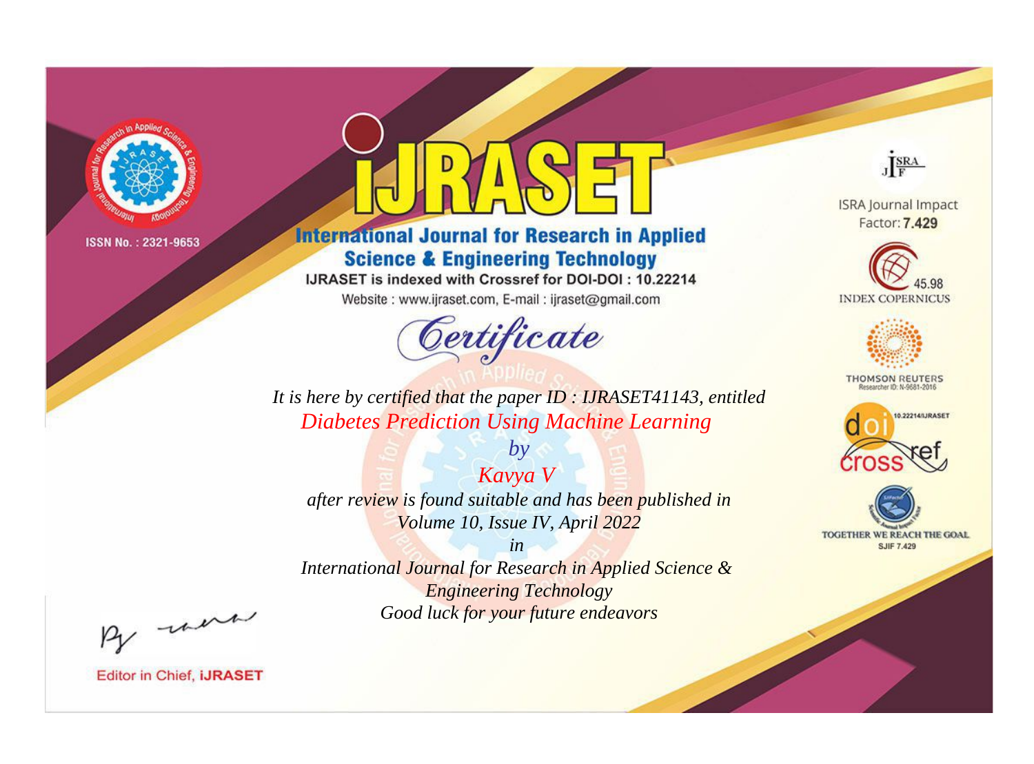ISSN No. : 2321-9653

# iJRASET

## International Journal for Research in Applied Science & Engineering Technology

IJRASET is indexed with Crossref for DOI-DOI : 10.22214

Website : www.ijraset.com, E-mail : ijraset@gmail.com

ISRA Journal Impact Factor: **7.429**

45.98 INDEX COPERNICUS

THOMSON REUTERS Researcher ID: N-9681-2016

10.22214/IJRASET

TOGETHER WE REACH THE GOAL SJIF 7.429

# *Certificate*

*It is here by certified that the paper ID : IJRASET41143, entitled*

*Diabetes Prediction Using Machine Learning*

*by*

*Kavya V*

*after review is found suitable and has been published in*

*Volume 10, Issue IV, April 2022*

*in*

*International Journal for Research in Applied Science & Engineering Technology*

*Good luck for your future endeavors*

Editor in Chief, **iJRASET**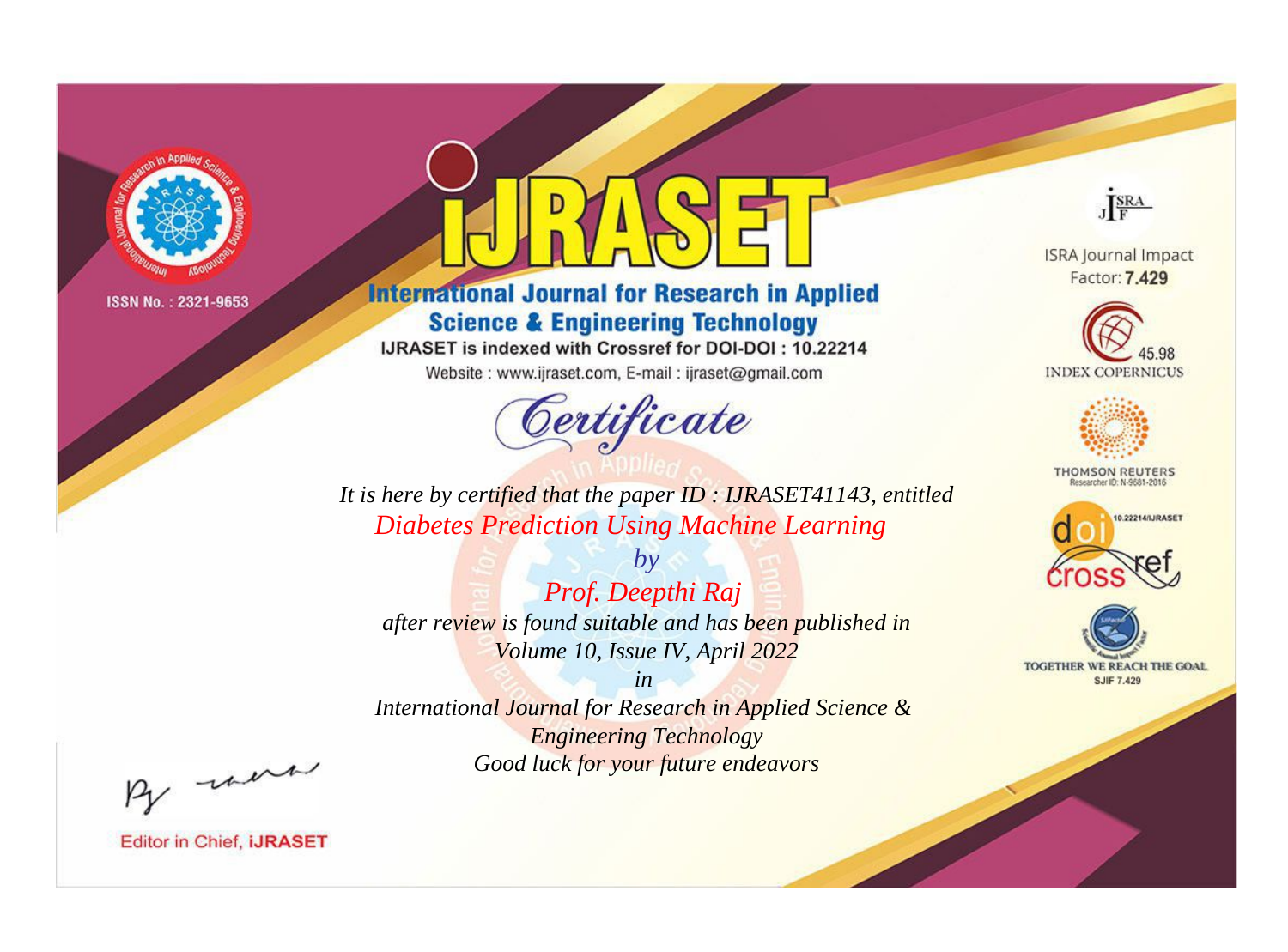ISSN No. : 2321-9653

# IJRASET

## International Journal for Research in Applied Science & Engineering Technology

IJRASET is indexed with Crossref for DOI-DOI : 10.22214

Website : www.ijraset.com, E-mail : ijraset@gmail.com

ISRA Journal Impact Factor: **7.429**

45.98 INDEX COPERNICUS

THOMSON REUTERS Researcher ID: N-9681-2016

10.22214/IJRASET

TOGETHER WE REACH THE GOAL SJIF 7.429

# *Certificate*

*It is here by certified that the paper ID : IJRASET41143, entitled*

*Diabetes Prediction Using Machine Learning*

*by*

*Prof. Deepthi Raj*

*after review is found suitable and has been published in*

*Volume 10, Issue IV, April 2022*

*in*

*International Journal for Research in Applied Science & Engineering Technology*

*Good luck for your future endeavors*

Editor in Chief, **iJRASET**